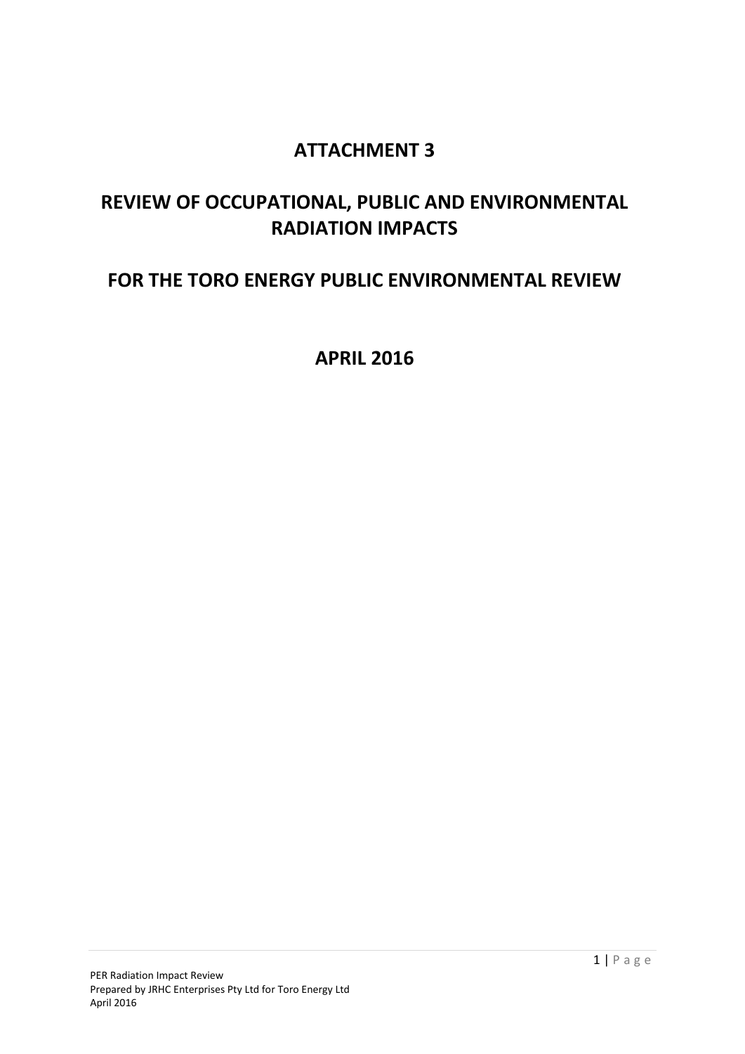# ATTACHMENT 3

# REVIEW OF OCCUPATIONAL, PUBLIC AND ENVIRONMENTAL RADIATION IMPACTS

# FOR THE TORO ENERGY PUBLIC ENVIRONMENTAL REVIEW

# APRIL 2016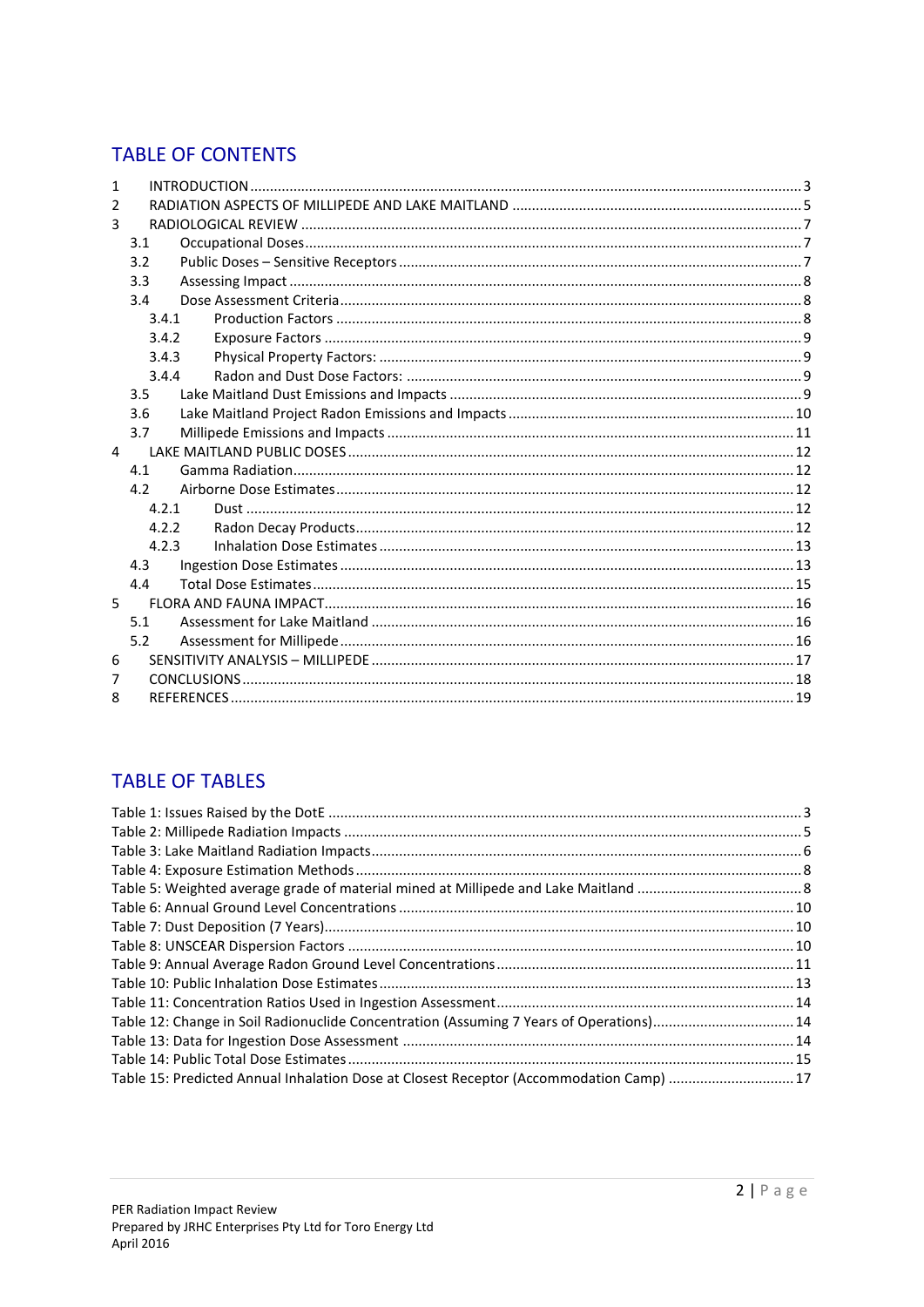# TABLE OF CONTENTS

1 INTRODUCTION ............ 3
2 RADIATION ASPECTS OF MILLIPEDE AND LAKE MAITLAND ............ 5
3 RADIOLOGICAL REVIEW ............ 7
  3.1 Occupational Doses ............ 7
  3.2 Public Doses – Sensitive Receptors ............ 7
  3.3 Assessing Impact ............ 8
  3.4 Dose Assessment Criteria ............ 8
    3.4.1 Production Factors ............ 8
    3.4.2 Exposure Factors ............ 9
    3.4.3 Physical Property Factors: ............ 9
    3.4.4 Radon and Dust Dose Factors: ............ 9
  3.5 Lake Maitland Dust Emissions and Impacts ............ 9
  3.6 Lake Maitland Project Radon Emissions and Impacts ............ 10
  3.7 Millipede Emissions and Impacts ............ 11
4 LAKE MAITLAND PUBLIC DOSES ............ 12
  4.1 Gamma Radiation ............ 12
  4.2 Airborne Dose Estimates ............ 12
    4.2.1 Dust ............ 12
    4.2.2 Radon Decay Products ............ 12
    4.2.3 Inhalation Dose Estimates ............ 13
  4.3 Ingestion Dose Estimates ............ 13
  4.4 Total Dose Estimates ............ 15
5 FLORA AND FAUNA IMPACT ............ 16
  5.1 Assessment for Lake Maitland ............ 16
  5.2 Assessment for Millipede ............ 16
6 SENSITIVITY ANALYSIS – MILLIPEDE ............ 17
7 CONCLUSIONS ............ 18
8 REFERENCES ............ 19

# TABLE OF TABLES

Table 1: Issues Raised by the DotE ............ 3
Table 2: Millipede Radiation Impacts ............ 5
Table 3: Lake Maitland Radiation Impacts ............ 6
Table 4: Exposure Estimation Methods ............ 8
Table 5: Weighted average grade of material mined at Millipede and Lake Maitland ............ 8
Table 6: Annual Ground Level Concentrations ............ 10
Table 7: Dust Deposition (7 Years) ............ 10
Table 8: UNSCEAR Dispersion Factors ............ 10
Table 9: Annual Average Radon Ground Level Concentrations ............ 11
Table 10: Public Inhalation Dose Estimates ............ 13
Table 11: Concentration Ratios Used in Ingestion Assessment ............ 14
Table 12: Change in Soil Radionuclide Concentration (Assuming 7 Years of Operations) ............ 14
Table 13: Data for Ingestion Dose Assessment ............ 14
Table 14: Public Total Dose Estimates ............ 15
Table 15: Predicted Annual Inhalation Dose at Closest Receptor (Accommodation Camp) ............ 17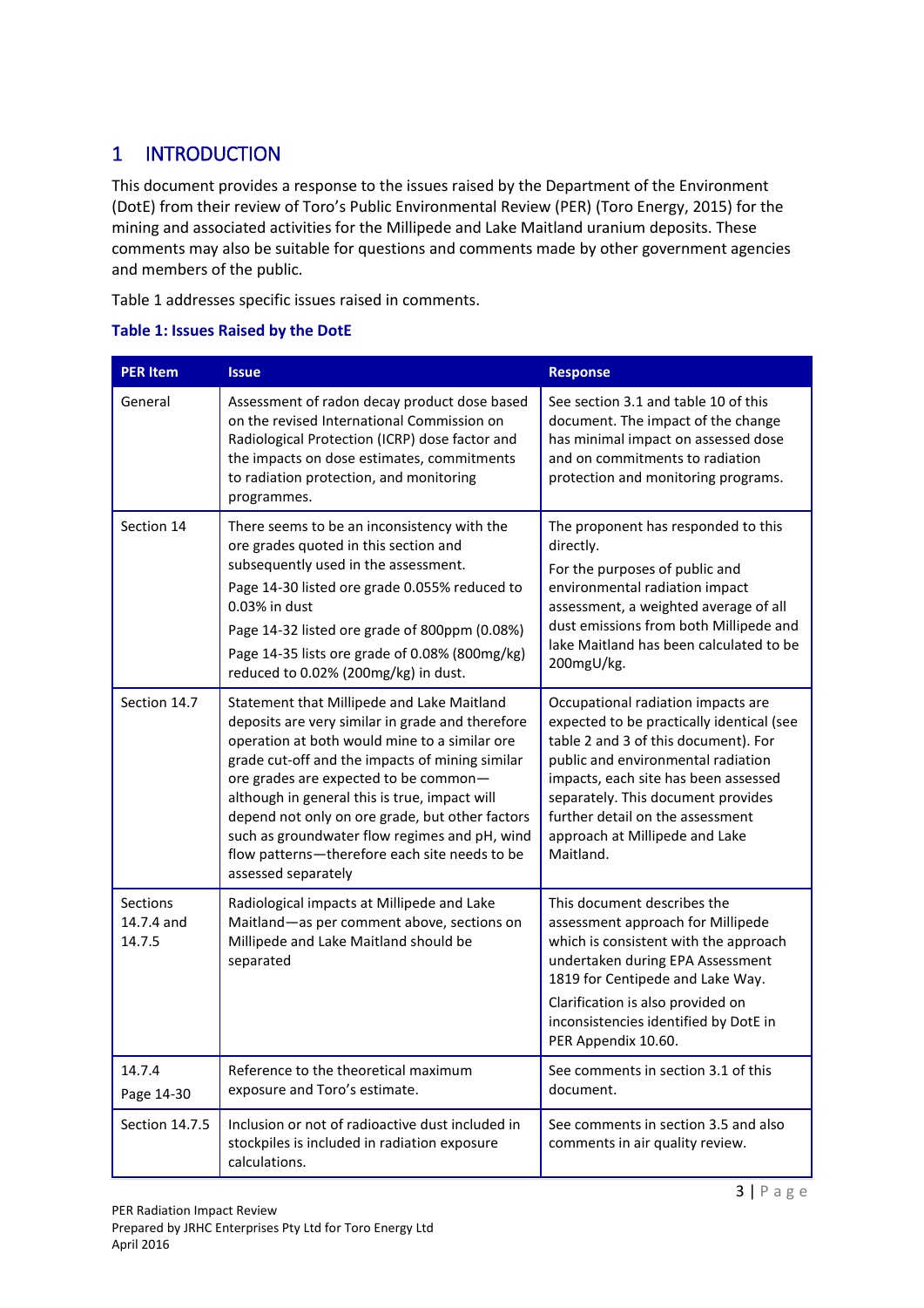# 1 INTRODUCTION

This document provides a response to the issues raised by the Department of the Environment (DotE) from their review of Toro's Public Environmental Review (PER) (Toro Energy, 2015) for the mining and associated activities for the Millipede and Lake Maitland uranium deposits. These comments may also be suitable for questions and comments made by other government agencies and members of the public.

Table 1 addresses specific issues raised in comments.

**Table 1: Issues Raised by the DotE**

| PER Item | Issue | Response |
|---|---|---|
| General | Assessment of radon decay product dose based on the revised International Commission on Radiological Protection (ICRP) dose factor and the impacts on dose estimates, commitments to radiation protection, and monitoring programmes. | See section 3.1 and table 10 of this document. The impact of the change has minimal impact on assessed dose and on commitments to radiation protection and monitoring programs. |
| Section 14 | There seems to be an inconsistency with the ore grades quoted in this section and subsequently used in the assessment.<br><br>Page 14-30 listed ore grade 0.055% reduced to 0.03% in dust<br><br>Page 14-32 listed ore grade of 800ppm (0.08%)<br><br>Page 14-35 lists ore grade of 0.08% (800mg/kg) reduced to 0.02% (200mg/kg) in dust. | The proponent has responded to this directly.<br><br>For the purposes of public and environmental radiation impact assessment, a weighted average of all dust emissions from both Millipede and lake Maitland has been calculated to be 200mgU/kg. |
| Section 14.7 | Statement that Millipede and Lake Maitland deposits are very similar in grade and therefore operation at both would mine to a similar ore grade cut-off and the impacts of mining similar ore grades are expected to be common—although in general this is true, impact will depend not only on ore grade, but other factors such as groundwater flow regimes and pH, wind flow patterns—therefore each site needs to be assessed separately | Occupational radiation impacts are expected to be practically identical (see table 2 and 3 of this document). For public and environmental radiation impacts, each site has been assessed separately. This document provides further detail on the assessment approach at Millipede and Lake Maitland. |
| Sections 14.7.4 and 14.7.5 | Radiological impacts at Millipede and Lake Maitland—as per comment above, sections on Millipede and Lake Maitland should be separated | This document describes the assessment approach for Millipede which is consistent with the approach undertaken during EPA Assessment 1819 for Centipede and Lake Way.<br><br>Clarification is also provided on inconsistencies identified by DotE in PER Appendix 10.60. |
| 14.7.4<br><br>Page 14-30 | Reference to the theoretical maximum exposure and Toro's estimate. | See comments in section 3.1 of this document. |
| Section 14.7.5 | Inclusion or not of radioactive dust included in stockpiles is included in radiation exposure calculations. | See comments in section 3.5 and also comments in air quality review. |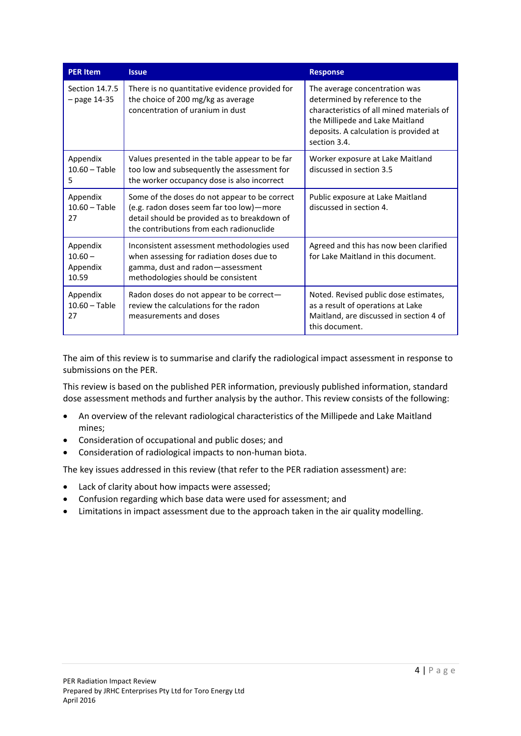| PER Item | Issue | Response |
|---|---|---|
| Section 14.7.5 – page 14-35 | There is no quantitative evidence provided for the choice of 200 mg/kg as average concentration of uranium in dust | The average concentration was determined by reference to the characteristics of all mined materials of the Millipede and Lake Maitland deposits. A calculation is provided at section 3.4. |
| Appendix 10.60 – Table 5 | Values presented in the table appear to be far too low and subsequently the assessment for the worker occupancy dose is also incorrect | Worker exposure at Lake Maitland discussed in section 3.5 |
| Appendix 10.60 – Table 27 | Some of the doses do not appear to be correct (e.g. radon doses seem far too low)—more detail should be provided as to breakdown of the contributions from each radionuclide | Public exposure at Lake Maitland discussed in section 4. |
| Appendix 10.60 – Appendix 10.59 | Inconsistent assessment methodologies used when assessing for radiation doses due to gamma, dust and radon—assessment methodologies should be consistent | Agreed and this has now been clarified for Lake Maitland in this document. |
| Appendix 10.60 – Table 27 | Radon doses do not appear to be correct—review the calculations for the radon measurements and doses | Noted. Revised public dose estimates, as a result of operations at Lake Maitland, are discussed in section 4 of this document. |

The aim of this review is to summarise and clarify the radiological impact assessment in response to submissions on the PER.

This review is based on the published PER information, previously published information, standard dose assessment methods and further analysis by the author. This review consists of the following:

- An overview of the relevant radiological characteristics of the Millipede and Lake Maitland mines;
- Consideration of occupational and public doses; and
- Consideration of radiological impacts to non-human biota.

The key issues addressed in this review (that refer to the PER radiation assessment) are:

- Lack of clarity about how impacts were assessed;
- Confusion regarding which base data were used for assessment; and
- Limitations in impact assessment due to the approach taken in the air quality modelling.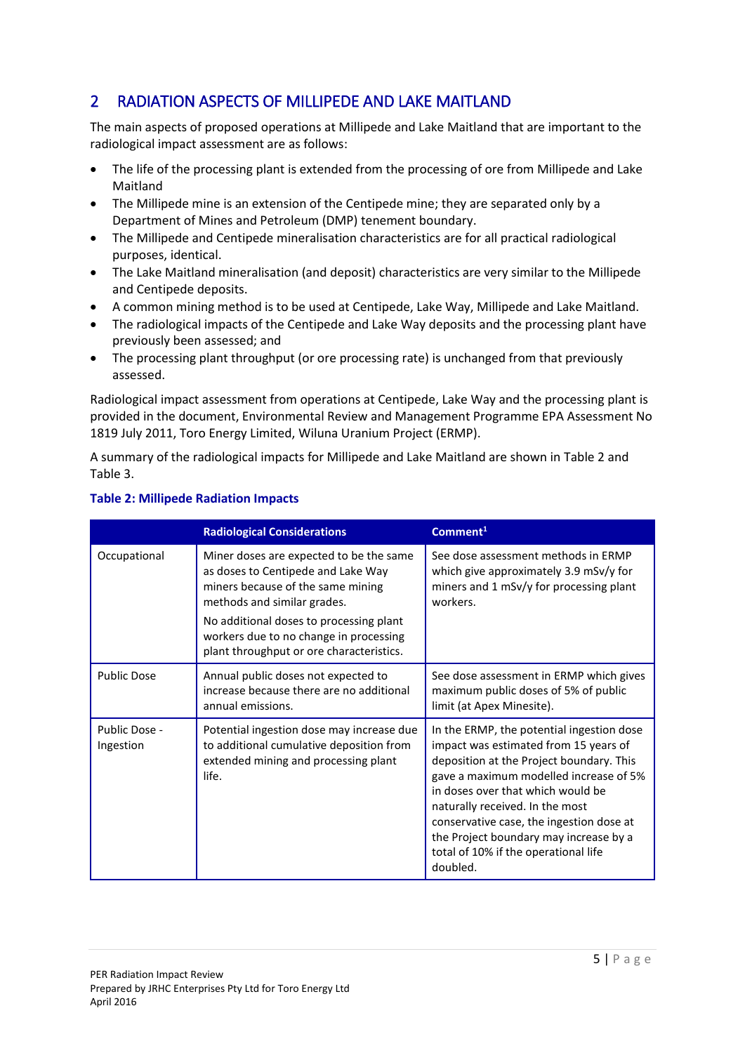## 2 RADIATION ASPECTS OF MILLIPEDE AND LAKE MAITLAND

The main aspects of proposed operations at Millipede and Lake Maitland that are important to the radiological impact assessment are as follows:

- The life of the processing plant is extended from the processing of ore from Millipede and Lake Maitland
- The Millipede mine is an extension of the Centipede mine; they are separated only by a Department of Mines and Petroleum (DMP) tenement boundary.
- The Millipede and Centipede mineralisation characteristics are for all practical radiological purposes, identical.
- The Lake Maitland mineralisation (and deposit) characteristics are very similar to the Millipede and Centipede deposits.
- A common mining method is to be used at Centipede, Lake Way, Millipede and Lake Maitland.
- The radiological impacts of the Centipede and Lake Way deposits and the processing plant have previously been assessed; and
- The processing plant throughput (or ore processing rate) is unchanged from that previously assessed.

Radiological impact assessment from operations at Centipede, Lake Way and the processing plant is provided in the document, Environmental Review and Management Programme EPA Assessment No 1819 July 2011, Toro Energy Limited, Wiluna Uranium Project (ERMP).

A summary of the radiological impacts for Millipede and Lake Maitland are shown in Table 2 and Table 3.

**Table 2: Millipede Radiation Impacts**

| | Radiological Considerations | Comment[1] |
|---|---|---|
| Occupational | Miner doses are expected to be the same as doses to Centipede and Lake Way miners because of the same mining methods and similar grades.<br><br>No additional doses to processing plant workers due to no change in processing plant throughput or ore characteristics. | See dose assessment methods in ERMP which give approximately 3.9 mSv/y for miners and 1 mSv/y for processing plant workers. |
| Public Dose | Annual public doses not expected to increase because there are no additional annual emissions. | See dose assessment in ERMP which gives maximum public doses of 5% of public limit (at Apex Minesite). |
| Public Dose - Ingestion | Potential ingestion dose may increase due to additional cumulative deposition from extended mining and processing plant life. | In the ERMP, the potential ingestion dose impact was estimated from 15 years of deposition at the Project boundary. This gave a maximum modelled increase of 5% in doses over that which would be naturally received. In the most conservative case, the ingestion dose at the Project boundary may increase by a total of 10% if the operational life doubled. |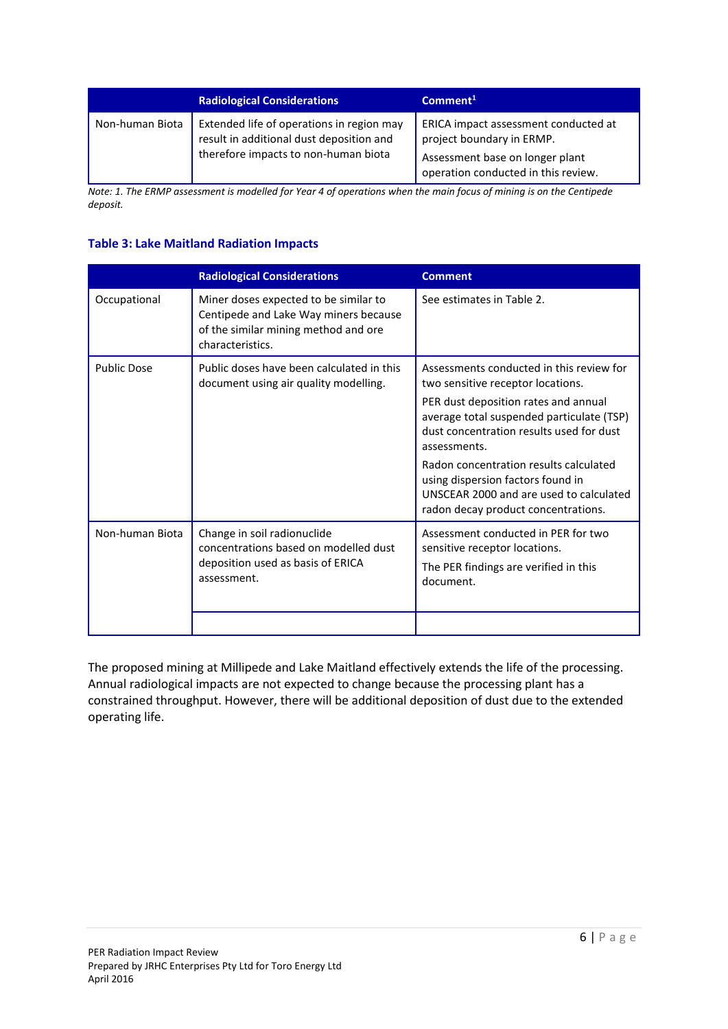| | Radiological Considerations | Comment[1] |
|---|---|---|
| Non-human Biota | Extended life of operations in region may result in additional dust deposition and therefore impacts to non-human biota | ERICA impact assessment conducted at project boundary in ERMP. Assessment base on longer plant operation conducted in this review. |

*Note: 1. The ERMP assessment is modelled for Year 4 of operations when the main focus of mining is on the Centipede deposit.*

### Table 3: Lake Maitland Radiation Impacts

| | Radiological Considerations | Comment |
|---|---|---|
| Occupational | Miner doses expected to be similar to Centipede and Lake Way miners because of the similar mining method and ore characteristics. | See estimates in Table 2. |
| Public Dose | Public doses have been calculated in this document using air quality modelling. | Assessments conducted in this review for two sensitive receptor locations. PER dust deposition rates and annual average total suspended particulate (TSP) dust concentration results used for dust assessments. Radon concentration results calculated using dispersion factors found in UNSCEAR 2000 and are used to calculated radon decay product concentrations. |
| Non-human Biota | Change in soil radionuclide concentrations based on modelled dust deposition used as basis of ERICA assessment. | Assessment conducted in PER for two sensitive receptor locations. The PER findings are verified in this document. |
| | | |

The proposed mining at Millipede and Lake Maitland effectively extends the life of the processing. Annual radiological impacts are not expected to change because the processing plant has a constrained throughput. However, there will be additional deposition of dust due to the extended operating life.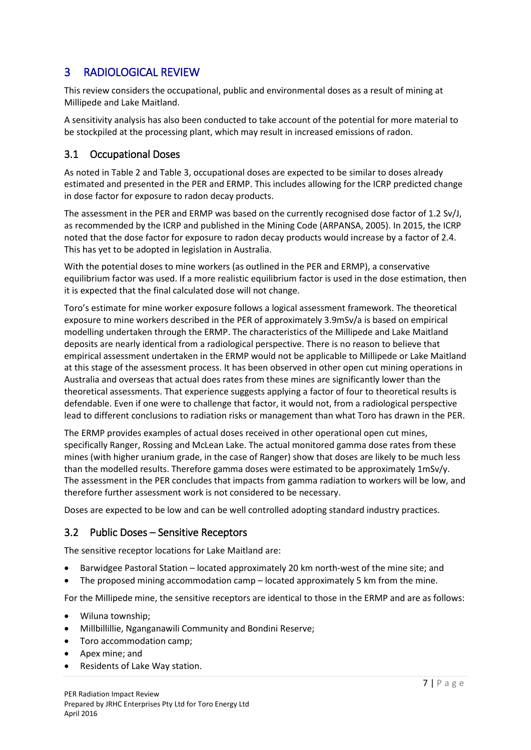# 3 RADIOLOGICAL REVIEW

This review considers the occupational, public and environmental doses as a result of mining at Millipede and Lake Maitland.

A sensitivity analysis has also been conducted to take account of the potential for more material to be stockpiled at the processing plant, which may result in increased emissions of radon.

## 3.1 Occupational Doses

As noted in Table 2 and Table 3, occupational doses are expected to be similar to doses already estimated and presented in the PER and ERMP. This includes allowing for the ICRP predicted change in dose factor for exposure to radon decay products.

The assessment in the PER and ERMP was based on the currently recognised dose factor of 1.2 Sv/J, as recommended by the ICRP and published in the Mining Code (ARPANSA, 2005). In 2015, the ICRP noted that the dose factor for exposure to radon decay products would increase by a factor of 2.4. This has yet to be adopted in legislation in Australia.

With the potential doses to mine workers (as outlined in the PER and ERMP), a conservative equilibrium factor was used. If a more realistic equilibrium factor is used in the dose estimation, then it is expected that the final calculated dose will not change.

Toro's estimate for mine worker exposure follows a logical assessment framework. The theoretical exposure to mine workers described in the PER of approximately 3.9mSv/a is based on empirical modelling undertaken through the ERMP. The characteristics of the Millipede and Lake Maitland deposits are nearly identical from a radiological perspective. There is no reason to believe that empirical assessment undertaken in the ERMP would not be applicable to Millipede or Lake Maitland at this stage of the assessment process. It has been observed in other open cut mining operations in Australia and overseas that actual does rates from these mines are significantly lower than the theoretical assessments. That experience suggests applying a factor of four to theoretical results is defendable. Even if one were to challenge that factor, it would not, from a radiological perspective lead to different conclusions to radiation risks or management than what Toro has drawn in the PER.

The ERMP provides examples of actual doses received in other operational open cut mines, specifically Ranger, Rossing and McLean Lake. The actual monitored gamma dose rates from these mines (with higher uranium grade, in the case of Ranger) show that doses are likely to be much less than the modelled results. Therefore gamma doses were estimated to be approximately 1mSv/y. The assessment in the PER concludes that impacts from gamma radiation to workers will be low, and therefore further assessment work is not considered to be necessary.

Doses are expected to be low and can be well controlled adopting standard industry practices.

## 3.2 Public Doses – Sensitive Receptors

The sensitive receptor locations for Lake Maitland are:

- Barwidgee Pastoral Station – located approximately 20 km north-west of the mine site; and
- The proposed mining accommodation camp – located approximately 5 km from the mine.

For the Millipede mine, the sensitive receptors are identical to those in the ERMP and are as follows:

- Wiluna township;
- Millbillillie, Nganganawili Community and Bondini Reserve;
- Toro accommodation camp;
- Apex mine; and
- Residents of Lake Way station.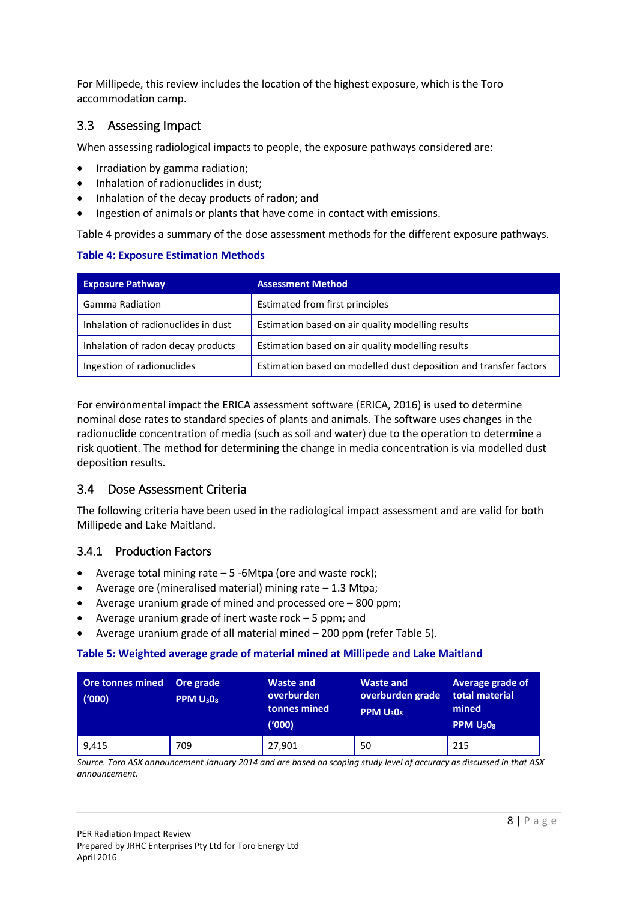For Millipede, this review includes the location of the highest exposure, which is the Toro accommodation camp.

## 3.3 Assessing Impact

When assessing radiological impacts to people, the exposure pathways considered are:

- Irradiation by gamma radiation;
- Inhalation of radionuclides in dust;
- Inhalation of the decay products of radon; and
- Ingestion of animals or plants that have come in contact with emissions.

Table 4 provides a summary of the dose assessment methods for the different exposure pathways.

**Table 4: Exposure Estimation Methods**

| Exposure Pathway | Assessment Method |
|---|---|
| Gamma Radiation | Estimated from first principles |
| Inhalation of radionuclides in dust | Estimation based on air quality modelling results |
| Inhalation of radon decay products | Estimation based on air quality modelling results |
| Ingestion of radionuclides | Estimation based on modelled dust deposition and transfer factors |

For environmental impact the ERICA assessment software (ERICA, 2016) is used to determine nominal dose rates to standard species of plants and animals. The software uses changes in the radionuclide concentration of media (such as soil and water) due to the operation to determine a risk quotient. The method for determining the change in media concentration is via modelled dust deposition results.

## 3.4 Dose Assessment Criteria

The following criteria have been used in the radiological impact assessment and are valid for both Millipede and Lake Maitland.

### 3.4.1 Production Factors

- Average total mining rate – 5 -6Mtpa (ore and waste rock);
- Average ore (mineralised material) mining rate – 1.3 Mtpa;
- Average uranium grade of mined and processed ore – 800 ppm;
- Average uranium grade of inert waste rock – 5 ppm; and
- Average uranium grade of all material mined – 200 ppm (refer Table 5).

**Table 5: Weighted average grade of material mined at Millipede and Lake Maitland**

| Ore tonnes mined ('000) | Ore grade PPM $U_3O_8$ | Waste and overburden tonnes mined ('000) | Waste and overburden grade PPM $U_3O_8$ | Average grade of total material mined PPM $U_3O_8$ |
|---|---|---|---|---|
| 9,415 | 709 | 27,901 | 50 | 215 |

*Source. Toro ASX announcement January 2014 and are based on scoping study level of accuracy as discussed in that ASX announcement.*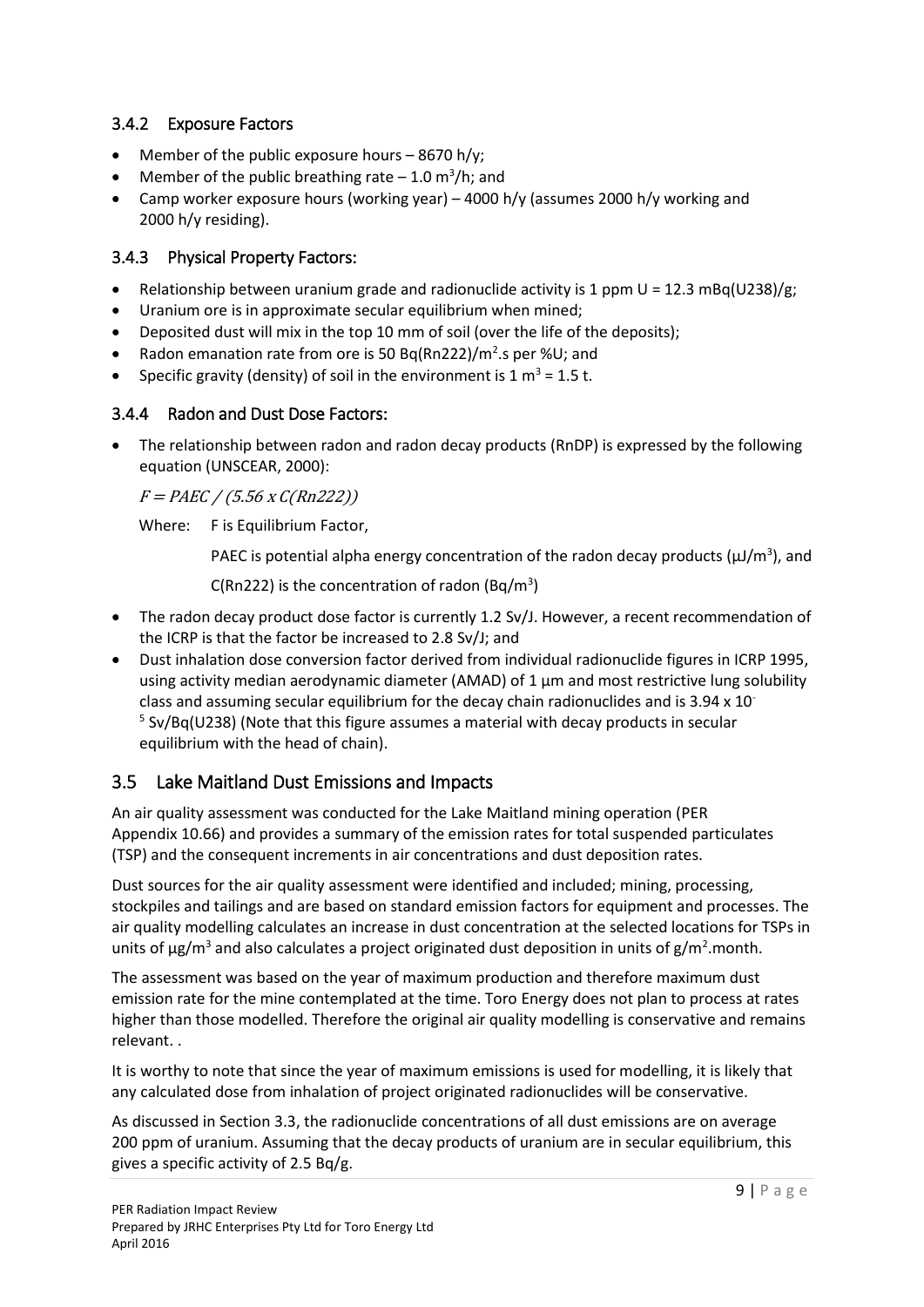### 3.4.2 Exposure Factors

- Member of the public exposure hours – 8670 h/y;
- Member of the public breathing rate – 1.0 $m^3$/h; and
- Camp worker exposure hours (working year) – 4000 h/y (assumes 2000 h/y working and 2000 h/y residing).

### 3.4.3 Physical Property Factors:

- Relationship between uranium grade and radionuclide activity is 1 ppm U = 12.3 mBq(U238)/g;
- Uranium ore is in approximate secular equilibrium when mined;
- Deposited dust will mix in the top 10 mm of soil (over the life of the deposits);
- Radon emanation rate from ore is 50 Bq(Rn222)/$m^2$.s per %U; and
- Specific gravity (density) of soil in the environment is 1 $m^3$ = 1.5 t.

### 3.4.4 Radon and Dust Dose Factors:

- The relationship between radon and radon decay products (RnDP) is expressed by the following equation (UNSCEAR, 2000):

  $F = PAEC / (5.56 \times C(Rn222))$

  Where: F is Equilibrium Factor,

  PAEC is potential alpha energy concentration of the radon decay products (μJ/$m^3$), and

  C(Rn222) is the concentration of radon (Bq/$m^3$)

- The radon decay product dose factor is currently 1.2 Sv/J. However, a recent recommendation of the ICRP is that the factor be increased to 2.8 Sv/J; and
- Dust inhalation dose conversion factor derived from individual radionuclide figures in ICRP 1995, using activity median aerodynamic diameter (AMAD) of 1 μm and most restrictive lung solubility class and assuming secular equilibrium for the decay chain radionuclides and is $3.94 \times 10^{-5}$ Sv/Bq(U238) (Note that this figure assumes a material with decay products in secular equilibrium with the head of chain).

## 3.5 Lake Maitland Dust Emissions and Impacts

An air quality assessment was conducted for the Lake Maitland mining operation (PER Appendix 10.66) and provides a summary of the emission rates for total suspended particulates (TSP) and the consequent increments in air concentrations and dust deposition rates.

Dust sources for the air quality assessment were identified and included; mining, processing, stockpiles and tailings and are based on standard emission factors for equipment and processes. The air quality modelling calculates an increase in dust concentration at the selected locations for TSPs in units of μg/$m^3$ and also calculates a project originated dust deposition in units of g/$m^2$.month.

The assessment was based on the year of maximum production and therefore maximum dust emission rate for the mine contemplated at the time. Toro Energy does not plan to process at rates higher than those modelled. Therefore the original air quality modelling is conservative and remains relevant. .

It is worthy to note that since the year of maximum emissions is used for modelling, it is likely that any calculated dose from inhalation of project originated radionuclides will be conservative.

As discussed in Section 3.3, the radionuclide concentrations of all dust emissions are on average 200 ppm of uranium. Assuming that the decay products of uranium are in secular equilibrium, this gives a specific activity of 2.5 Bq/g.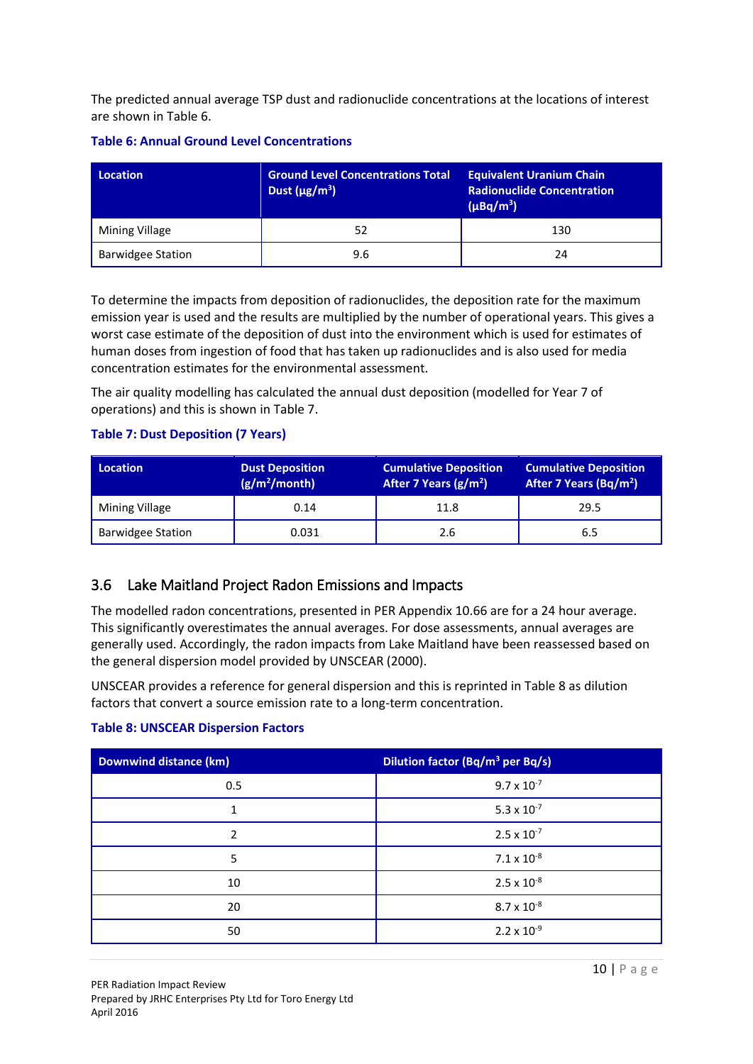The predicted annual average TSP dust and radionuclide concentrations at the locations of interest are shown in Table 6.

**Table 6: Annual Ground Level Concentrations**

| Location | Ground Level Concentrations Total Dust (µg/m$^3$) | Equivalent Uranium Chain Radionuclide Concentration (µBq/m$^3$) |
|---|---|---|
| Mining Village | 52 | 130 |
| Barwidgee Station | 9.6 | 24 |

To determine the impacts from deposition of radionuclides, the deposition rate for the maximum emission year is used and the results are multiplied by the number of operational years. This gives a worst case estimate of the deposition of dust into the environment which is used for estimates of human doses from ingestion of food that has taken up radionuclides and is also used for media concentration estimates for the environmental assessment.

The air quality modelling has calculated the annual dust deposition (modelled for Year 7 of operations) and this is shown in Table 7.

**Table 7: Dust Deposition (7 Years)**

| Location | Dust Deposition (g/m$^2$/month) | Cumulative Deposition After 7 Years (g/m$^2$) | Cumulative Deposition After 7 Years (Bq/m$^2$) |
|---|---|---|---|
| Mining Village | 0.14 | 11.8 | 29.5 |
| Barwidgee Station | 0.031 | 2.6 | 6.5 |

## 3.6 Lake Maitland Project Radon Emissions and Impacts

The modelled radon concentrations, presented in PER Appendix 10.66 are for a 24 hour average. This significantly overestimates the annual averages. For dose assessments, annual averages are generally used. Accordingly, the radon impacts from Lake Maitland have been reassessed based on the general dispersion model provided by UNSCEAR (2000).

UNSCEAR provides a reference for general dispersion and this is reprinted in Table 8 as dilution factors that convert a source emission rate to a long-term concentration.

**Table 8: UNSCEAR Dispersion Factors**

| Downwind distance (km) | Dilution factor (Bq/m$^3$ per Bq/s) |
|---|---|
| 0.5 | $9.7 \times 10^{-7}$ |
| 1 | $5.3 \times 10^{-7}$ |
| 2 | $2.5 \times 10^{-7}$ |
| 5 | $7.1 \times 10^{-8}$ |
| 10 | $2.5 \times 10^{-8}$ |
| 20 | $8.7 \times 10^{-8}$ |
| 50 | $2.2 \times 10^{-9}$ |

PER Radiation Impact Review
Prepared by JRHC Enterprises Pty Ltd for Toro Energy Ltd
April 2016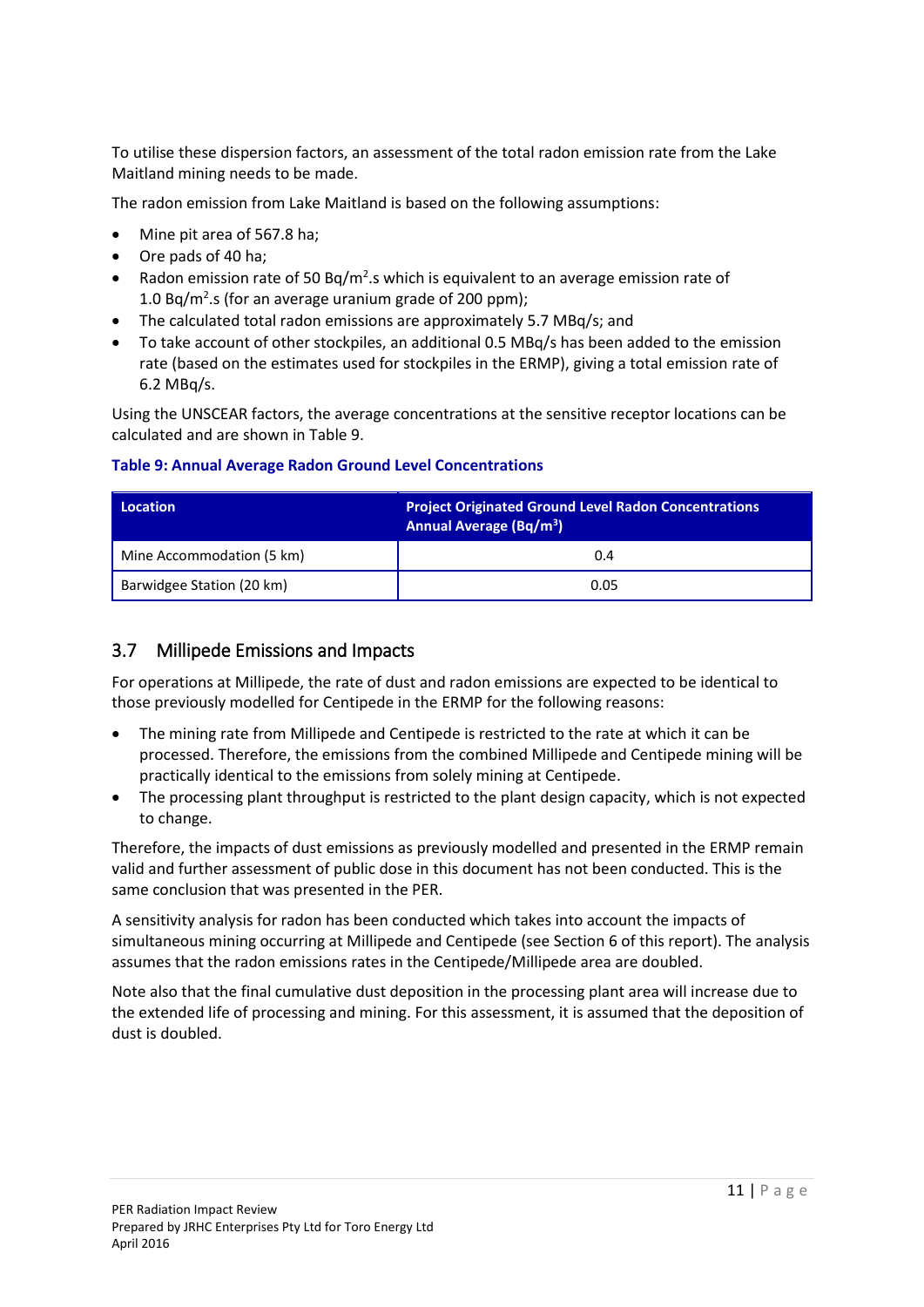To utilise these dispersion factors, an assessment of the total radon emission rate from the Lake Maitland mining needs to be made.

The radon emission from Lake Maitland is based on the following assumptions:

- Mine pit area of 567.8 ha;
- Ore pads of 40 ha;
- Radon emission rate of 50 $Bq/m^2.s$ which is equivalent to an average emission rate of 1.0 $Bq/m^2.s$ (for an average uranium grade of 200 ppm);
- The calculated total radon emissions are approximately 5.7 MBq/s; and
- To take account of other stockpiles, an additional 0.5 MBq/s has been added to the emission rate (based on the estimates used for stockpiles in the ERMP), giving a total emission rate of 6.2 MBq/s.

Using the UNSCEAR factors, the average concentrations at the sensitive receptor locations can be calculated and are shown in Table 9.

**Table 9: Annual Average Radon Ground Level Concentrations**

| Location | Project Originated Ground Level Radon Concentrations Annual Average ($Bq/m^3$) |
|---|---|
| Mine Accommodation (5 km) | 0.4 |
| Barwidgee Station (20 km) | 0.05 |

## 3.7 Millipede Emissions and Impacts

For operations at Millipede, the rate of dust and radon emissions are expected to be identical to those previously modelled for Centipede in the ERMP for the following reasons:

- The mining rate from Millipede and Centipede is restricted to the rate at which it can be processed. Therefore, the emissions from the combined Millipede and Centipede mining will be practically identical to the emissions from solely mining at Centipede.
- The processing plant throughput is restricted to the plant design capacity, which is not expected to change.

Therefore, the impacts of dust emissions as previously modelled and presented in the ERMP remain valid and further assessment of public dose in this document has not been conducted. This is the same conclusion that was presented in the PER.

A sensitivity analysis for radon has been conducted which takes into account the impacts of simultaneous mining occurring at Millipede and Centipede (see Section 6 of this report). The analysis assumes that the radon emissions rates in the Centipede/Millipede area are doubled.

Note also that the final cumulative dust deposition in the processing plant area will increase due to the extended life of processing and mining. For this assessment, it is assumed that the deposition of dust is doubled.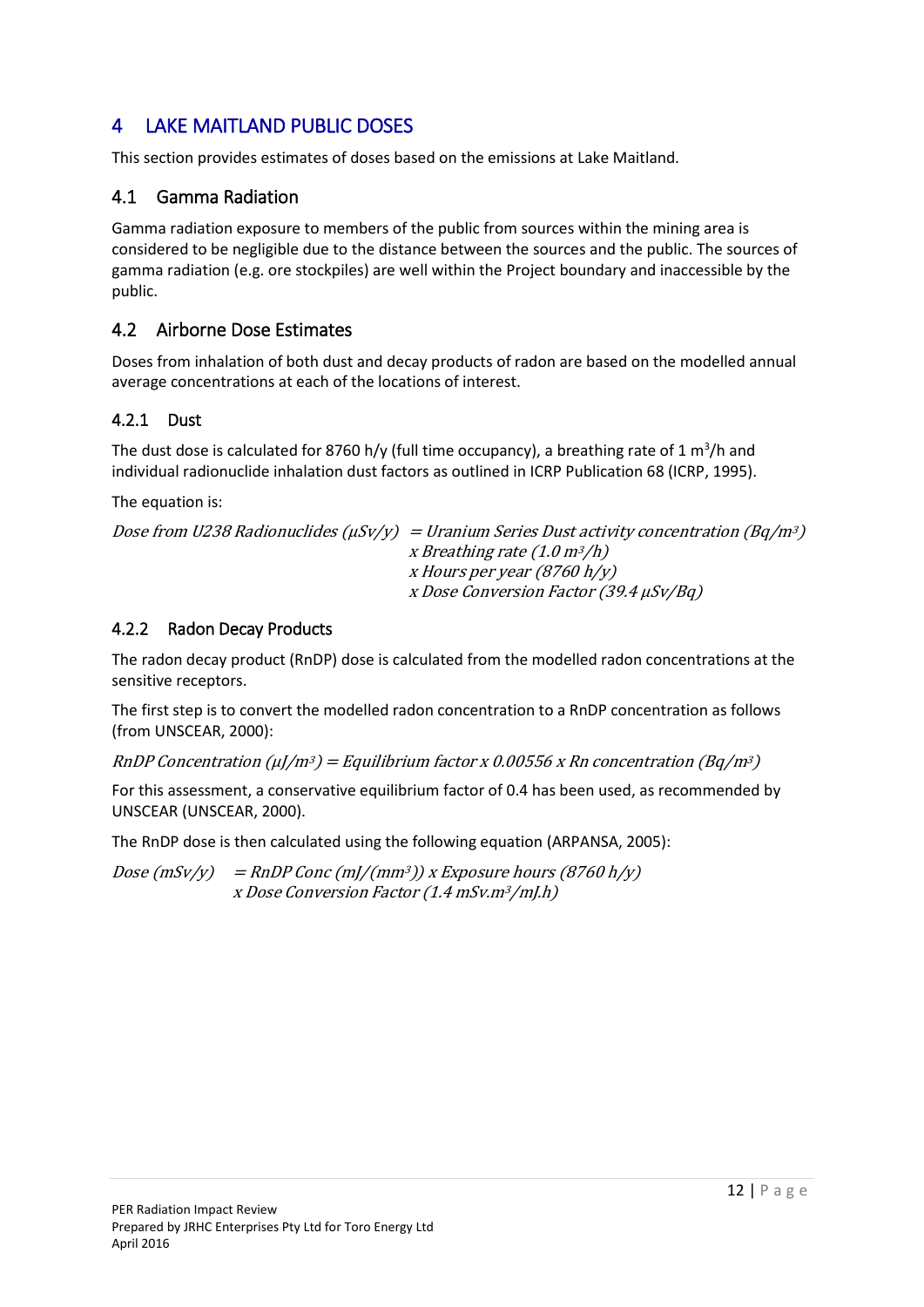# 4 LAKE MAITLAND PUBLIC DOSES

This section provides estimates of doses based on the emissions at Lake Maitland.

## 4.1 Gamma Radiation

Gamma radiation exposure to members of the public from sources within the mining area is considered to be negligible due to the distance between the sources and the public. The sources of gamma radiation (e.g. ore stockpiles) are well within the Project boundary and inaccessible by the public.

## 4.2 Airborne Dose Estimates

Doses from inhalation of both dust and decay products of radon are based on the modelled annual average concentrations at each of the locations of interest.

### 4.2.1 Dust

The dust dose is calculated for 8760 h/y (full time occupancy), a breathing rate of 1 $m^3$/h and individual radionuclide inhalation dust factors as outlined in ICRP Publication 68 (ICRP, 1995).

The equation is:

$$\begin{aligned} \textit{Dose from U238 Radionuclides } (\mu Sv/y) &= \textit{Uranium Series Dust activity concentration } (Bq/m^3) \\ &\quad \times \textit{ Breathing rate } (1.0\ m^3/h) \\ &\quad \times \textit{ Hours per year } (8760\ h/y) \\ &\quad \times \textit{ Dose Conversion Factor } (39.4\ \mu Sv/Bq) \end{aligned}$$

### 4.2.2 Radon Decay Products

The radon decay product (RnDP) dose is calculated from the modelled radon concentrations at the sensitive receptors.

The first step is to convert the modelled radon concentration to a RnDP concentration as follows (from UNSCEAR, 2000):

$$\textit{RnDP Concentration } (\mu J/m^3) = \textit{Equilibrium factor} \times 0.00556 \times \textit{Rn concentration } (Bq/m^3)$$

For this assessment, a conservative equilibrium factor of 0.4 has been used, as recommended by UNSCEAR (UNSCEAR, 2000).

The RnDP dose is then calculated using the following equation (ARPANSA, 2005):

$$\begin{aligned} \textit{Dose } (mSv/y) &= \textit{RnDP Conc } (mJ/(mm^3)) \times \textit{Exposure hours } (8760\ h/y) \\ &\quad \times \textit{ Dose Conversion Factor } (1.4\ mSv.m^3/mJ.h) \end{aligned}$$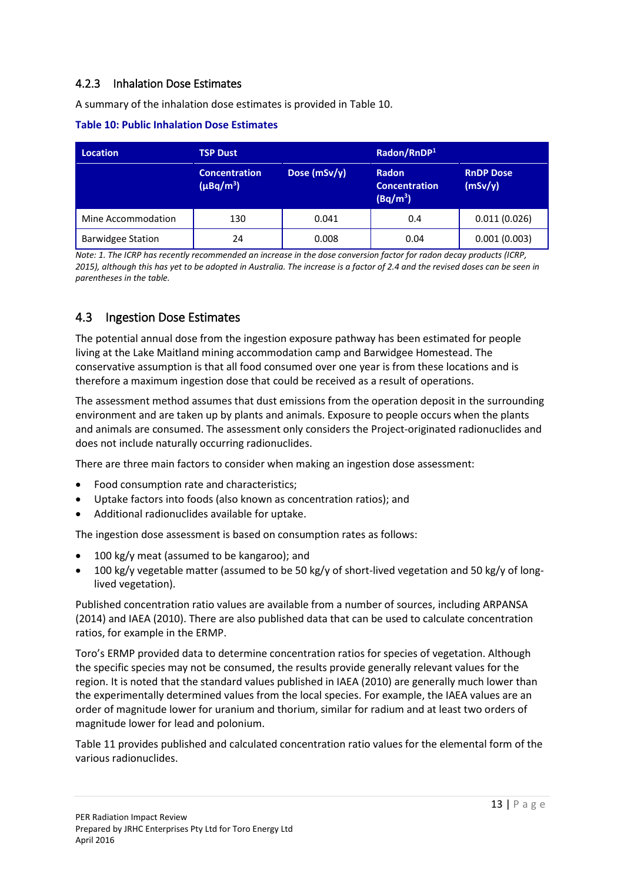### 4.2.3 Inhalation Dose Estimates

A summary of the inhalation dose estimates is provided in Table 10.

**Table 10: Public Inhalation Dose Estimates**

| Location | TSP Dust | | Radon/RnDP[1] | |
|---|---|---|---|---|
| | Concentration ($\mu Bq/m^3$) | Dose (mSv/y) | Radon Concentration ($Bq/m^3$) | RnDP Dose (mSv/y) |
| Mine Accommodation | 130 | 0.041 | 0.4 | 0.011 (0.026) |
| Barwidgee Station | 24 | 0.008 | 0.04 | 0.001 (0.003) |

*Note: 1. The ICRP has recently recommended an increase in the dose conversion factor for radon decay products (ICRP, 2015), although this has yet to be adopted in Australia. The increase is a factor of 2.4 and the revised doses can be seen in parentheses in the table.*

## 4.3 Ingestion Dose Estimates

The potential annual dose from the ingestion exposure pathway has been estimated for people living at the Lake Maitland mining accommodation camp and Barwidgee Homestead. The conservative assumption is that all food consumed over one year is from these locations and is therefore a maximum ingestion dose that could be received as a result of operations.

The assessment method assumes that dust emissions from the operation deposit in the surrounding environment and are taken up by plants and animals. Exposure to people occurs when the plants and animals are consumed. The assessment only considers the Project-originated radionuclides and does not include naturally occurring radionuclides.

There are three main factors to consider when making an ingestion dose assessment:

- Food consumption rate and characteristics;
- Uptake factors into foods (also known as concentration ratios); and
- Additional radionuclides available for uptake.

The ingestion dose assessment is based on consumption rates as follows:

- 100 kg/y meat (assumed to be kangaroo); and
- 100 kg/y vegetable matter (assumed to be 50 kg/y of short-lived vegetation and 50 kg/y of long-lived vegetation).

Published concentration ratio values are available from a number of sources, including ARPANSA (2014) and IAEA (2010). There are also published data that can be used to calculate concentration ratios, for example in the ERMP.

Toro's ERMP provided data to determine concentration ratios for species of vegetation. Although the specific species may not be consumed, the results provide generally relevant values for the region. It is noted that the standard values published in IAEA (2010) are generally much lower than the experimentally determined values from the local species. For example, the IAEA values are an order of magnitude lower for uranium and thorium, similar for radium and at least two orders of magnitude lower for lead and polonium.

Table 11 provides published and calculated concentration ratio values for the elemental form of the various radionuclides.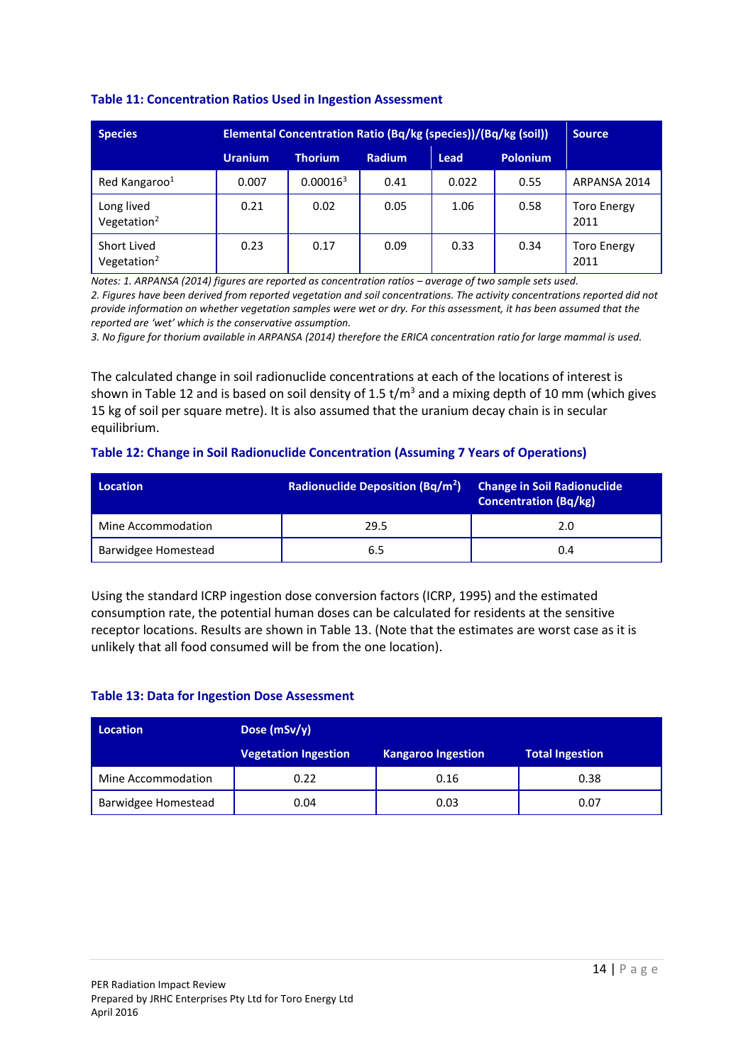**Table 11: Concentration Ratios Used in Ingestion Assessment**

| Species | Elemental Concentration Ratio (Bq/kg (species))/(Bq/kg (soil)) | | | | | Source |
|---|---|---|---|---|---|---|
| | Uranium | Thorium | Radium | Lead | Polonium | |
| Red Kangaroo[1] | 0.007 | 0.00016[3] | 0.41 | 0.022 | 0.55 | ARPANSA 2014 |
| Long lived Vegetation[2] | 0.21 | 0.02 | 0.05 | 1.06 | 0.58 | Toro Energy 2011 |
| Short Lived Vegetation[2] | 0.23 | 0.17 | 0.09 | 0.33 | 0.34 | Toro Energy 2011 |

*Notes: 1. ARPANSA (2014) figures are reported as concentration ratios – average of two sample sets used.*
*2. Figures have been derived from reported vegetation and soil concentrations. The activity concentrations reported did not provide information on whether vegetation samples were wet or dry. For this assessment, it has been assumed that the reported are 'wet' which is the conservative assumption.*
*3. No figure for thorium available in ARPANSA (2014) therefore the ERICA concentration ratio for large mammal is used.*

The calculated change in soil radionuclide concentrations at each of the locations of interest is shown in Table 12 and is based on soil density of 1.5 t/m$^3$ and a mixing depth of 10 mm (which gives 15 kg of soil per square metre). It is also assumed that the uranium decay chain is in secular equilibrium.

**Table 12: Change in Soil Radionuclide Concentration (Assuming 7 Years of Operations)**

| Location | Radionuclide Deposition (Bq/m$^2$) | Change in Soil Radionuclide Concentration (Bq/kg) |
|---|---|---|
| Mine Accommodation | 29.5 | 2.0 |
| Barwidgee Homestead | 6.5 | 0.4 |

Using the standard ICRP ingestion dose conversion factors (ICRP, 1995) and the estimated consumption rate, the potential human doses can be calculated for residents at the sensitive receptor locations. Results are shown in Table 13. (Note that the estimates are worst case as it is unlikely that all food consumed will be from the one location).

**Table 13: Data for Ingestion Dose Assessment**

| Location | Dose (mSv/y) | | |
|---|---|---|---|
| | Vegetation Ingestion | Kangaroo Ingestion | Total Ingestion |
| Mine Accommodation | 0.22 | 0.16 | 0.38 |
| Barwidgee Homestead | 0.04 | 0.03 | 0.07 |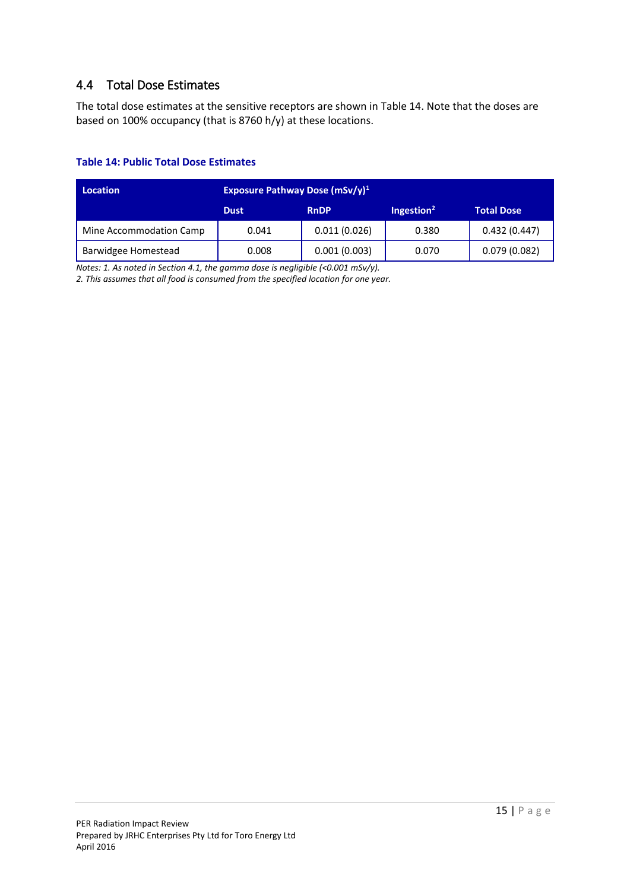## 4.4 Total Dose Estimates

The total dose estimates at the sensitive receptors are shown in Table 14. Note that the doses are based on 100% occupancy (that is 8760 h/y) at these locations.

**Table 14: Public Total Dose Estimates**

| Location | Exposure Pathway Dose (mSv/y)[1] | | | |
|---|---|---|---|---|
| | Dust | RnDP | Ingestion[2] | Total Dose |
| Mine Accommodation Camp | 0.041 | 0.011 (0.026) | 0.380 | 0.432 (0.447) |
| Barwidgee Homestead | 0.008 | 0.001 (0.003) | 0.070 | 0.079 (0.082) |

*Notes: 1. As noted in Section 4.1, the gamma dose is negligible (<0.001 mSv/y).*
*2. This assumes that all food is consumed from the specified location for one year.*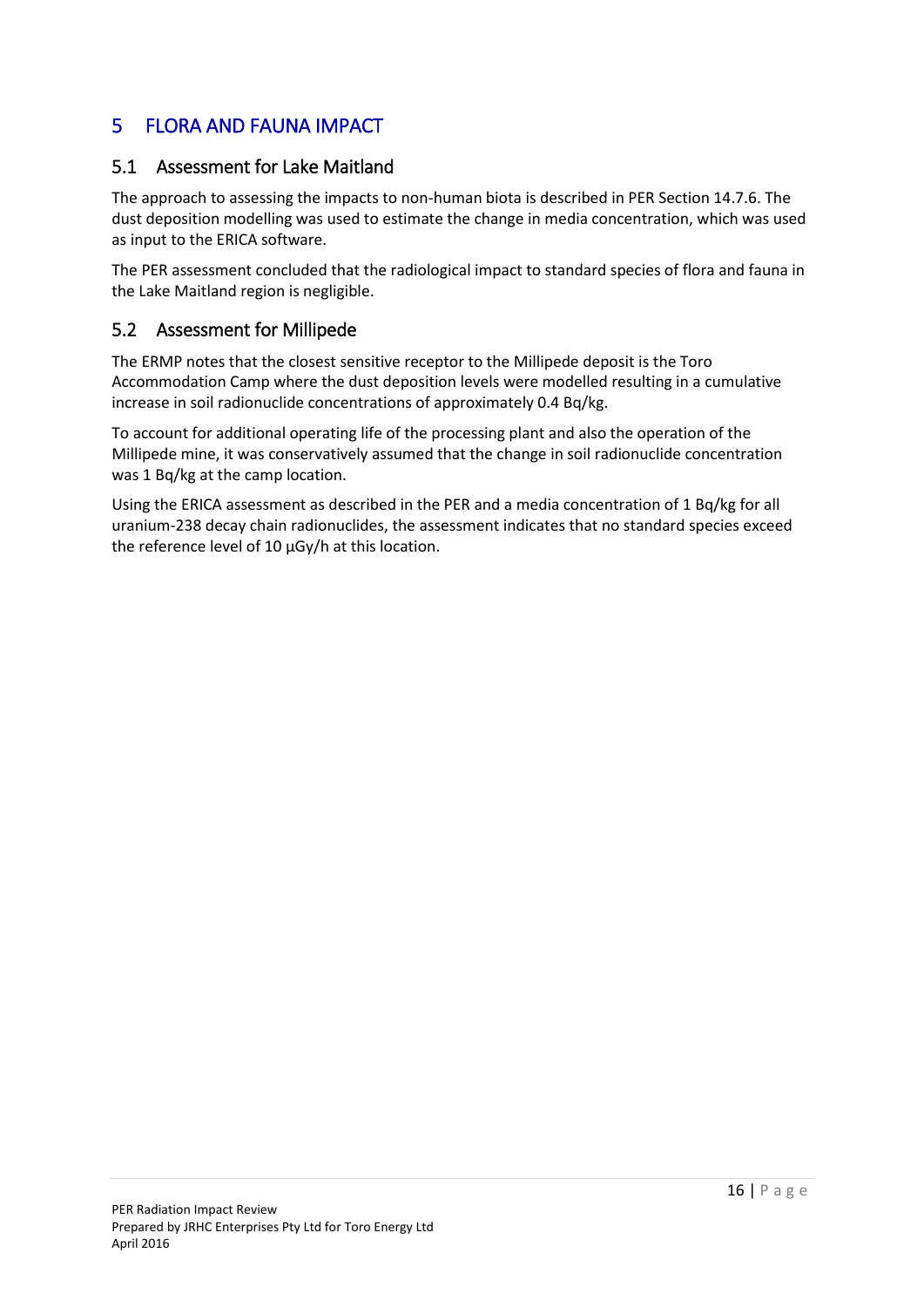# 5 FLORA AND FAUNA IMPACT

## 5.1 Assessment for Lake Maitland

The approach to assessing the impacts to non-human biota is described in PER Section 14.7.6. The dust deposition modelling was used to estimate the change in media concentration, which was used as input to the ERICA software.

The PER assessment concluded that the radiological impact to standard species of flora and fauna in the Lake Maitland region is negligible.

## 5.2 Assessment for Millipede

The ERMP notes that the closest sensitive receptor to the Millipede deposit is the Toro Accommodation Camp where the dust deposition levels were modelled resulting in a cumulative increase in soil radionuclide concentrations of approximately 0.4 Bq/kg.

To account for additional operating life of the processing plant and also the operation of the Millipede mine, it was conservatively assumed that the change in soil radionuclide concentration was 1 Bq/kg at the camp location.

Using the ERICA assessment as described in the PER and a media concentration of 1 Bq/kg for all uranium-238 decay chain radionuclides, the assessment indicates that no standard species exceed the reference level of 10 µGy/h at this location.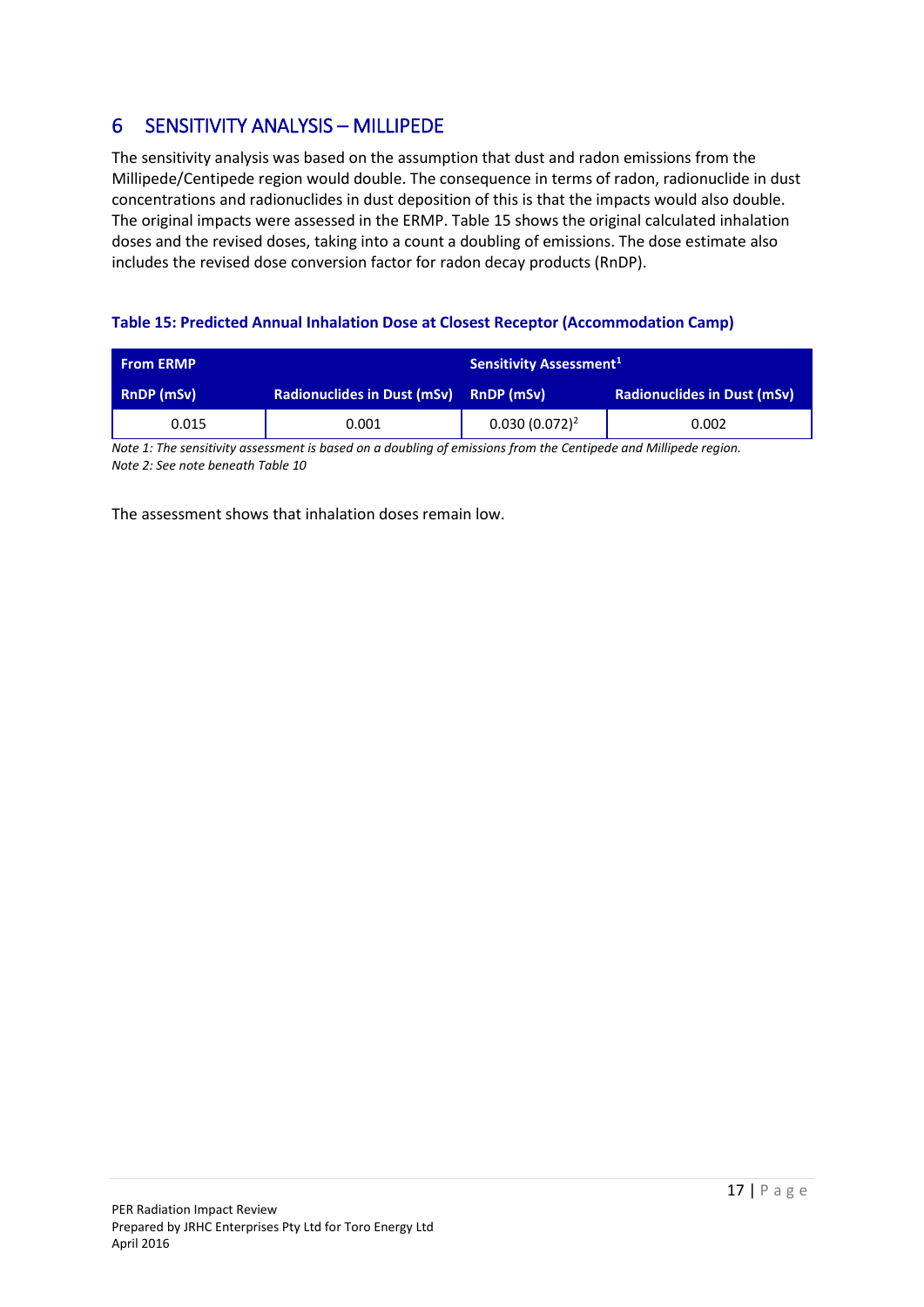# 6 SENSITIVITY ANALYSIS – MILLIPEDE

The sensitivity analysis was based on the assumption that dust and radon emissions from the Millipede/Centipede region would double. The consequence in terms of radon, radionuclide in dust concentrations and radionuclides in dust deposition of this is that the impacts would also double. The original impacts were assessed in the ERMP. Table 15 shows the original calculated inhalation doses and the revised doses, taking into a count a doubling of emissions. The dose estimate also includes the revised dose conversion factor for radon decay products (RnDP).

**Table 15: Predicted Annual Inhalation Dose at Closest Receptor (Accommodation Camp)**

| From ERMP | | Sensitivity Assessment[1] | |
|---|---|---|---|
| RnDP (mSv) | Radionuclides in Dust (mSv) | RnDP (mSv) | Radionuclides in Dust (mSv) |
| 0.015 | 0.001 | 0.030 (0.072)[2] | 0.002 |

*Note 1: The sensitivity assessment is based on a doubling of emissions from the Centipede and Millipede region.*
*Note 2: See note beneath Table 10*

The assessment shows that inhalation doses remain low.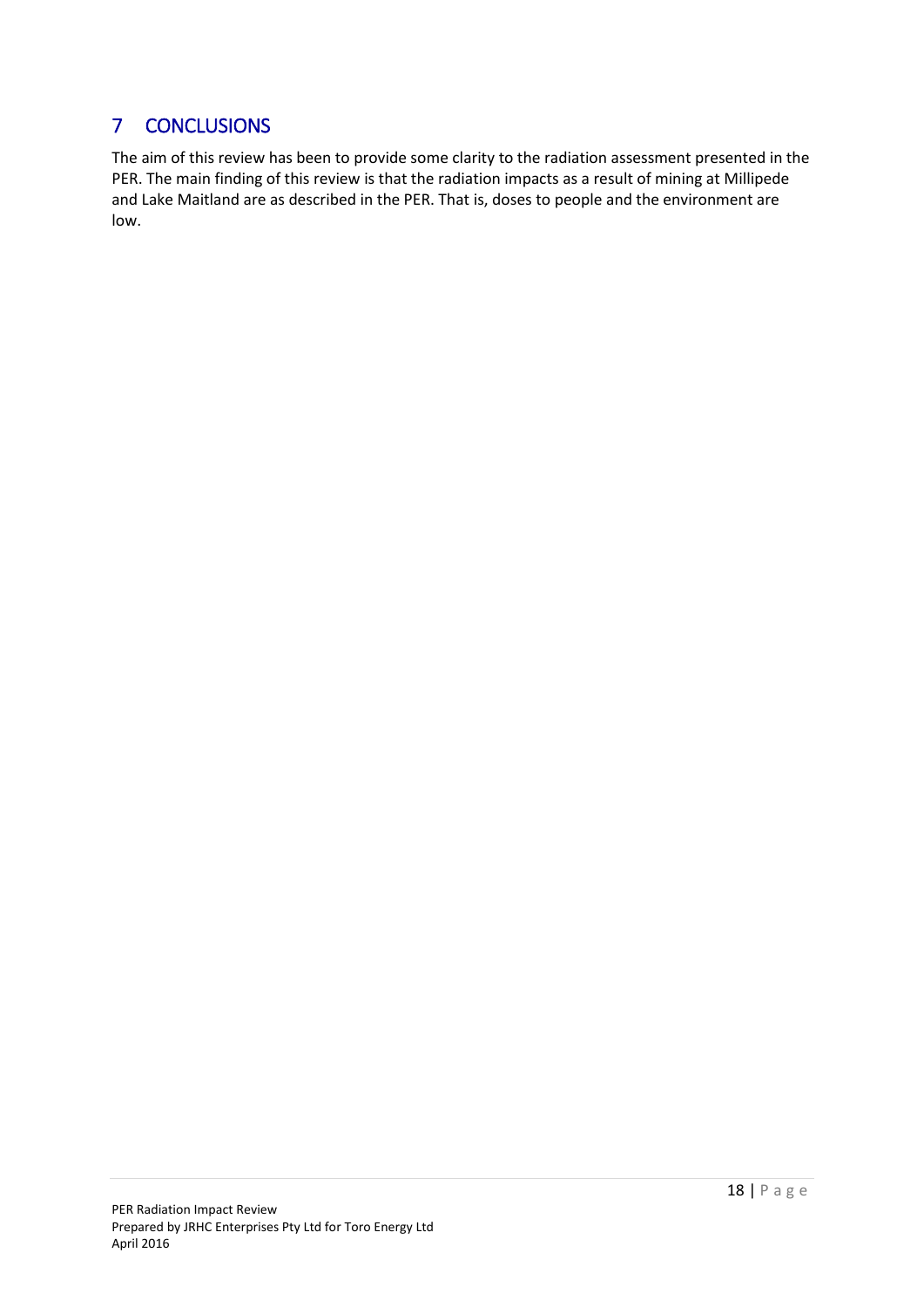# 7 CONCLUSIONS

The aim of this review has been to provide some clarity to the radiation assessment presented in the PER. The main finding of this review is that the radiation impacts as a result of mining at Millipede and Lake Maitland are as described in the PER. That is, doses to people and the environment are low.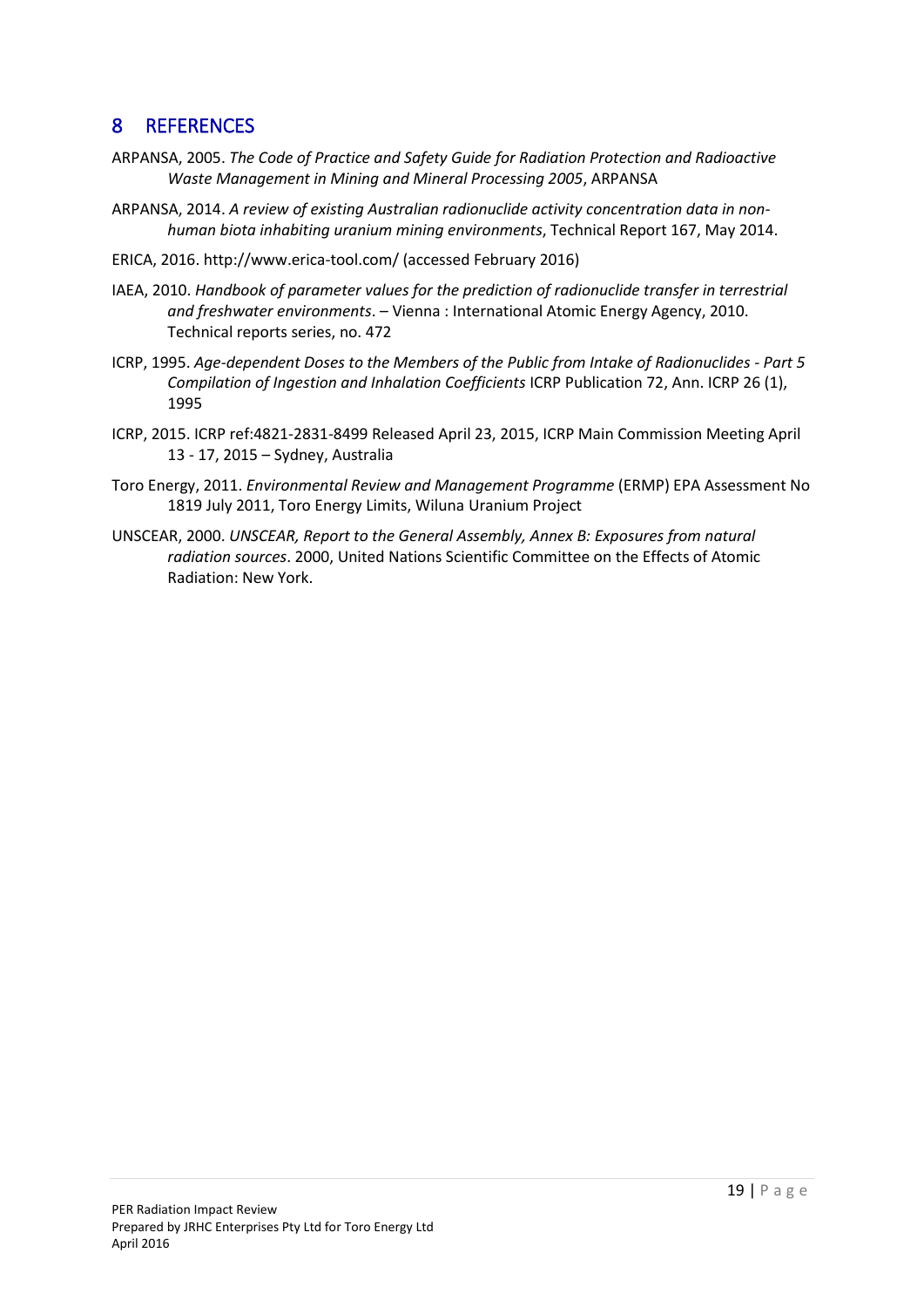# 8 REFERENCES

ARPANSA, 2005. *The Code of Practice and Safety Guide for Radiation Protection and Radioactive Waste Management in Mining and Mineral Processing 2005*, ARPANSA

ARPANSA, 2014. *A review of existing Australian radionuclide activity concentration data in non-human biota inhabiting uranium mining environments*, Technical Report 167, May 2014.

ERICA, 2016. http://www.erica-tool.com/ (accessed February 2016)

IAEA, 2010. *Handbook of parameter values for the prediction of radionuclide transfer in terrestrial and freshwater environments*. – Vienna : International Atomic Energy Agency, 2010. Technical reports series, no. 472

ICRP, 1995. *Age-dependent Doses to the Members of the Public from Intake of Radionuclides - Part 5 Compilation of Ingestion and Inhalation Coefficients* ICRP Publication 72, Ann. ICRP 26 (1), 1995

ICRP, 2015. ICRP ref:4821-2831-8499 Released April 23, 2015, ICRP Main Commission Meeting April 13 - 17, 2015 – Sydney, Australia

Toro Energy, 2011. *Environmental Review and Management Programme* (ERMP) EPA Assessment No 1819 July 2011, Toro Energy Limits, Wiluna Uranium Project

UNSCEAR, 2000. *UNSCEAR, Report to the General Assembly, Annex B: Exposures from natural radiation sources*. 2000, United Nations Scientific Committee on the Effects of Atomic Radiation: New York.